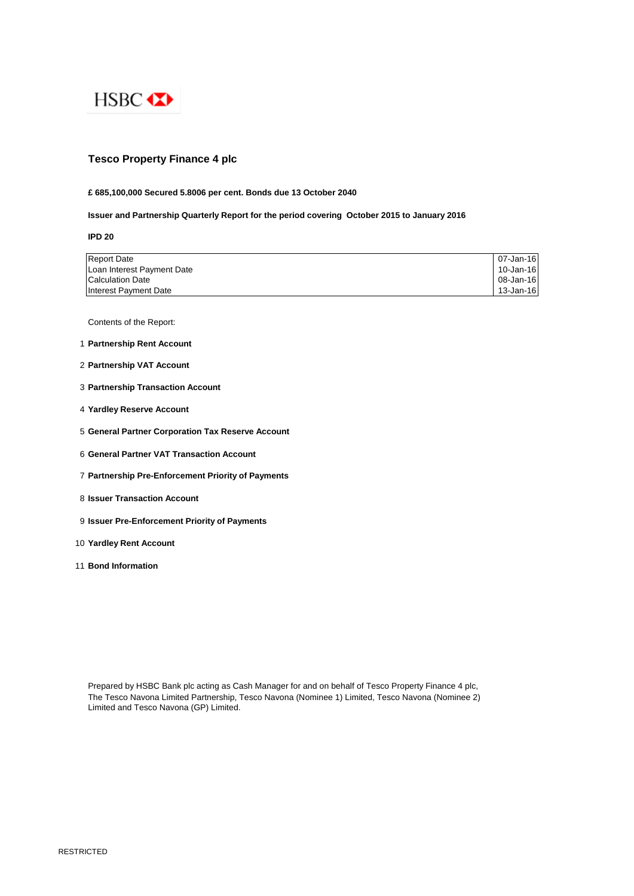HSBC

# Tesco Property Finance 4 plc

**£ 685,100,000 Secured 5.8006 per cent. Bonds due 13 October 2040**

**Issuer and Partnership Quarterly Report for the period covering October 2015 to January 2016**

**IPD 20**

| | |
|---|---|
| Report Date | 07-Jan-16 |
| Loan Interest Payment Date | 10-Jan-16 |
| Calculation Date | 08-Jan-16 |
| Interest Payment Date | 13-Jan-16 |

Contents of the Report:

1. **Partnership Rent Account**
2. **Partnership VAT Account**
3. **Partnership Transaction Account**
4. **Yardley Reserve Account**
5. **General Partner Corporation Tax Reserve Account**
6. **General Partner VAT Transaction Account**
7. **Partnership Pre-Enforcement Priority of Payments**
8. **Issuer Transaction Account**
9. **Issuer Pre-Enforcement Priority of Payments**
10. **Yardley Rent Account**
11. **Bond Information**

Prepared by HSBC Bank plc acting as Cash Manager for and on behalf of Tesco Property Finance 4 plc, The Tesco Navona Limited Partnership, Tesco Navona (Nominee 1) Limited, Tesco Navona (Nominee 2) Limited and Tesco Navona (GP) Limited.

RESTRICTED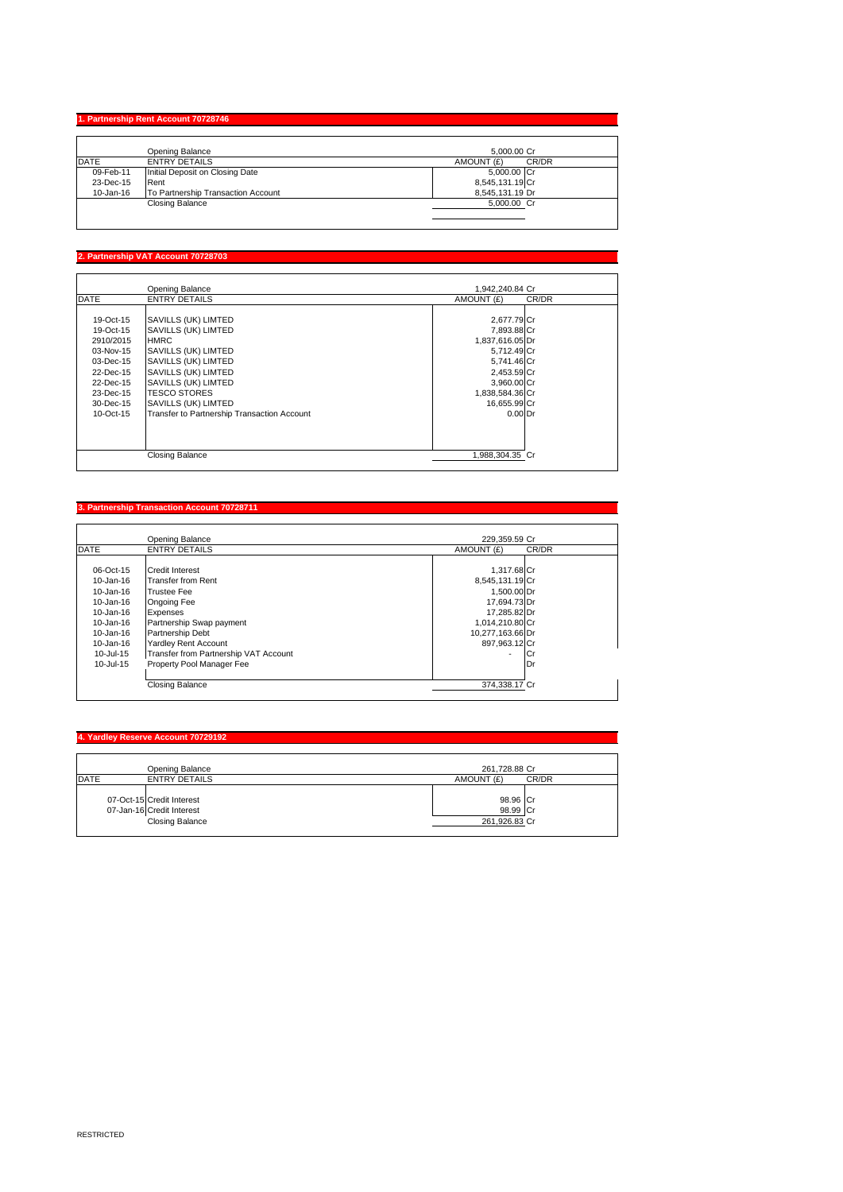## 1. Partnership Rent Account 70728746

| DATE | ENTRY DETAILS | AMOUNT (£) | CR/DR |
|---|---|---|---|
| | Opening Balance | 5,000.00 | Cr |
| 09-Feb-11 | Initial Deposit on Closing Date | 5,000.00 | Cr |
| 23-Dec-15 | Rent | 8,545,131.19 | Cr |
| 10-Jan-16 | To Partnership Transaction Account | 8,545,131.19 | Dr |
| | Closing Balance | 5,000.00 | Cr |

## 2. Partnership VAT Account 70728703

| DATE | ENTRY DETAILS | AMOUNT (£) | CR/DR |
|---|---|---|---|
| | Opening Balance | 1,942,240.84 | Cr |
| 19-Oct-15 | SAVILLS (UK) LIMTED | 2,677.79 | Cr |
| 19-Oct-15 | SAVILLS (UK) LIMTED | 7,893.88 | Cr |
| 2910/2015 | HMRC | 1,837,616.05 | Dr |
| 03-Nov-15 | SAVILLS (UK) LIMTED | 5,712.49 | Cr |
| 03-Dec-15 | SAVILLS (UK) LIMTED | 5,741.46 | Cr |
| 22-Dec-15 | SAVILLS (UK) LIMTED | 2,453.59 | Cr |
| 22-Dec-15 | SAVILLS (UK) LIMTED | 3,960.00 | Cr |
| 23-Dec-15 | TESCO STORES | 1,838,584.36 | Cr |
| 30-Dec-15 | SAVILLS (UK) LIMTED | 16,655.99 | Cr |
| 10-Oct-15 | Transfer to Partnership Transaction Account | 0.00 | Dr |
| | Closing Balance | 1,988,304.35 | Cr |

## 3. Partnership Transaction Account 70728711

| DATE | ENTRY DETAILS | AMOUNT (£) | CR/DR |
|---|---|---|---|
| | Opening Balance | 229,359.59 | Cr |
| 06-Oct-15 | Credit Interest | 1,317.68 | Cr |
| 10-Jan-16 | Transfer from Rent | 8,545,131.19 | Cr |
| 10-Jan-16 | Trustee Fee | 1,500.00 | Dr |
| 10-Jan-16 | Ongoing Fee | 17,694.73 | Dr |
| 10-Jan-16 | Expenses | 17,285.82 | Dr |
| 10-Jan-16 | Partnership Swap payment | 1,014,210.80 | Cr |
| 10-Jan-16 | Partnership Debt | 10,277,163.66 | Dr |
| 10-Jan-16 | Yardley Rent Account | 897,963.12 | Cr |
| 10-Jul-15 | Transfer from Partnership VAT Account | - | Cr |
| 10-Jul-15 | Property Pool Manager Fee | | Dr |
| | Closing Balance | 374,338.17 | Cr |

## 4. Yardley Reserve Account 70729192

| DATE | ENTRY DETAILS | AMOUNT (£) | CR/DR |
|---|---|---|---|
| | Opening Balance | 261,728.88 | Cr |
| 07-Oct-15 | Credit Interest | 98.96 | Cr |
| 07-Jan-16 | Credit Interest | 98.99 | Cr |
| | Closing Balance | 261,926.83 | Cr |

RESTRICTED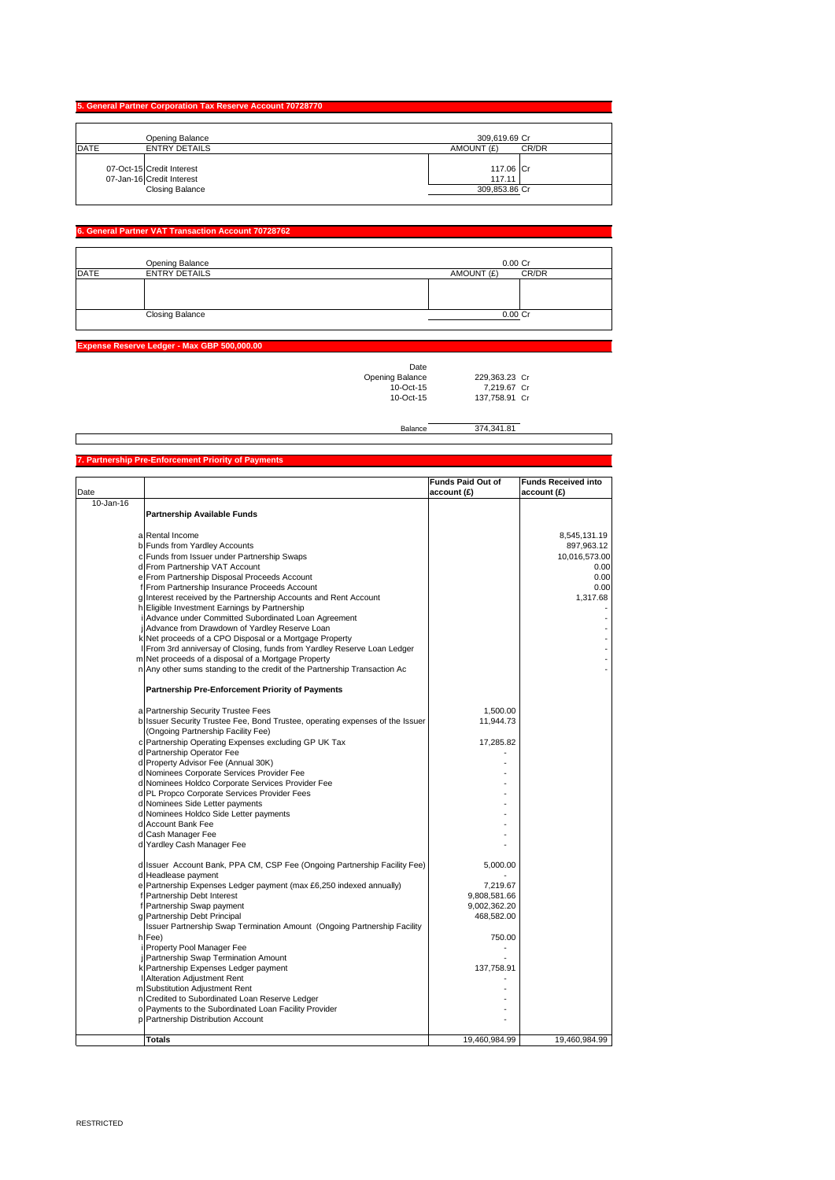## 5. General Partner Corporation Tax Reserve Account 70728770

| DATE | ENTRY DETAILS | AMOUNT (£) | CR/DR |
|---|---|---|---|
| | Opening Balance | 309,619.69 | Cr |
| 07-Oct-15 | Credit Interest | 117.06 | Cr |
| 07-Jan-16 | Credit Interest | 117.11 | |
| | Closing Balance | 309,853.86 | Cr |

## 6. General Partner VAT Transaction Account 70728762

| DATE | ENTRY DETAILS | AMOUNT (£) | CR/DR |
|---|---|---|---|
| | Opening Balance | 0.00 | Cr |
| | | | |
| | Closing Balance | 0.00 | Cr |

## Expense Reserve Ledger - Max GBP 500,000.00

| Date | | |
|---|---|---|
| Opening Balance | 229,363.23 | Cr |
| 10-Oct-15 | 7,219.67 | Cr |
| 10-Oct-15 | 137,758.91 | Cr |
| Balance | 374,341.81 | |

## 7. Partnership Pre-Enforcement Priority of Payments

| Date | | | Funds Paid Out of account (£) | Funds Received into account (£) |
|---|---|---|---|---|
| 10-Jan-16 | | **Partnership Available Funds** | | |
| | a | Rental Income | | 8,545,131.19 |
| | b | Funds from Yardley Accounts | | 897,963.12 |
| | c | Funds from Issuer under Partnership Swaps | | 10,016,573.00 |
| | d | From Partnership VAT Account | | 0.00 |
| | e | From Partnership Disposal Proceeds Account | | 0.00 |
| | f | From Partnership Insurance Proceeds Account | | 0.00 |
| | g | Interest received by the Partnership Accounts and Rent Account | | 1,317.68 |
| | h | Eligible Investment Earnings by Partnership | | - |
| | i | Advance under Committed Subordinated Loan Agreement | | - |
| | j | Advance from Drawdown of Yardley Reserve Loan | | - |
| | k | Net proceeds of a CPO Disposal or a Mortgage Property | | - |
| | l | From 3rd anniversay of Closing, funds from Yardley Reserve Loan Ledger | | - |
| | m | Net proceeds of a disposal of a Mortgage Property | | - |
| | n | Any other sums standing to the credit of the Partnership Transaction Ac | | - |
| | | **Partnership Pre-Enforcement Priority of Payments** | | |
| | a | Partnership Security Trustee Fees | 1,500.00 | |
| | b | Issuer Security Trustee Fee, Bond Trustee, operating expenses of the Issuer (Ongoing Partnership Facility Fee) | 11,944.73 | |
| | c | Partnership Operating Expenses excluding GP UK Tax | 17,285.82 | |
| | d | Partnership Operator Fee | - | |
| | d | Property Advisor Fee (Annual 30K) | - | |
| | d | Nominees Corporate Services Provider Fee | - | |
| | d | Nominees Holdco Corporate Services Provider Fee | - | |
| | d | PL Propco Corporate Services Provider Fees | - | |
| | d | Nominees Side Letter payments | - | |
| | d | Nominees Holdco Side Letter payments | - | |
| | d | Account Bank Fee | - | |
| | d | Cash Manager Fee | - | |
| | d | Yardley Cash Manager Fee | - | |
| | d | Issuer Account Bank, PPA CM, CSP Fee (Ongoing Partnership Facility Fee) | 5,000.00 | |
| | d | Headlease payment | - | |
| | e | Partnership Expenses Ledger payment (max £6,250 indexed annually) | 7,219.67 | |
| | f | Partnership Debt Interest | 9,808,581.66 | |
| | f | Partnership Swap payment | 9,002,362.20 | |
| | g | Partnership Debt Principal | 468,582.00 | |
| | h | Issuer Partnership Swap Termination Amount (Ongoing Partnership Facility Fee) | 750.00 | |
| | i | Property Pool Manager Fee | - | |
| | j | Partnership Swap Termination Amount | - | |
| | k | Partnership Expenses Ledger payment | 137,758.91 | |
| | l | Alteration Adjustment Rent | - | |
| | m | Substitution Adjustment Rent | - | |
| | n | Credited to Subordinated Loan Reserve Ledger | - | |
| | o | Payments to the Subordinated Loan Facility Provider | - | |
| | p | Partnership Distribution Account | - | |
| | | **Totals** | 19,460,984.99 | 19,460,984.99 |

RESTRICTED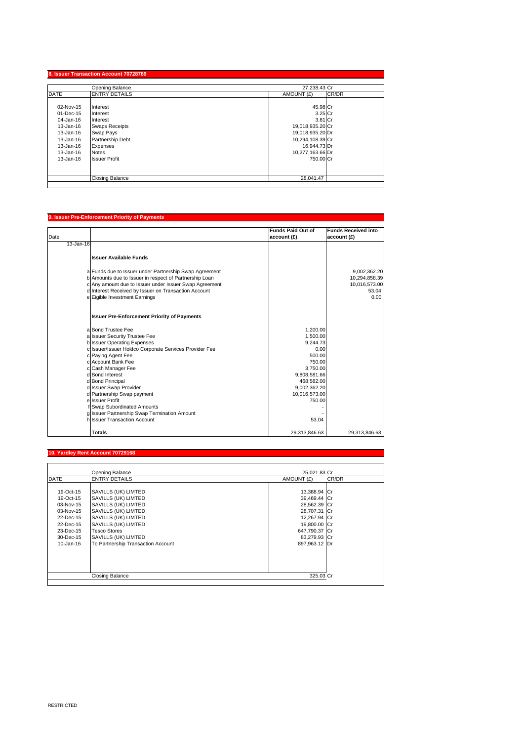## 8. Issuer Transaction Account 70728789

| DATE | ENTRY DETAILS | AMOUNT (£) | CR/DR |
|---|---|---|---|
| | Opening Balance | 27,238.43 | Cr |
| 02-Nov-15 | Interest | 45.98 | Cr |
| 01-Dec-15 | Interest | 3.25 | Cr |
| 04-Jan-16 | Interest | 3.81 | Cr |
| 13-Jan-16 | Swaps Receipts | 19,018,935.20 | Cr |
| 13-Jan-16 | Swap Pays | 19,018,935.20 | Dr |
| 13-Jan-16 | Partnership Debt | 10,294,108.39 | Cr |
| 13-Jan-16 | Expenses | 16,944.73 | Dr |
| 13-Jan-16 | Notes | 10,277,163.66 | Dr |
| 13-Jan-16 | Issuer Profit | 750.00 | Cr |
| | Closing Balance | 28,041.47 | |

## 9. Issuer Pre-Enforcement Priority of Payments

| Date | | | Funds Paid Out of account (£) | Funds Received into account (£) |
|---|---|---|---|---|
| 13-Jan-16 | | | | |
| | | **Issuer Available Funds** | | |
| | a | Funds due to Issuer under Partnership Swap Agreement | | 9,002,362.20 |
| | b | Amounts due to Issuer in respect of Partnership Loan | | 10,294,858.39 |
| | c | Any amount due to Issuer under Issuer Swap Agreement | | 10,016,573.00 |
| | d | Interest Received by Issuer on Transaction Account | | 53.04 |
| | e | Eigible Investment Earnings | | 0.00 |
| | | **Issuer Pre-Enforcement Priority of Payments** | | |
| | a | Bond Trustee Fee | 1,200.00 | |
| | a | Issuer Security Trustee Fee | 1,500.00 | |
| | b | Issuer Operating Expenses | 9,244.73 | |
| | c | Issuer/Issuer Holdco Corporate Services Provider Fee | 0.00 | |
| | c | Paying Agent Fee | 500.00 | |
| | c | Account Bank Fee | 750.00 | |
| | c | Cash Manager Fee | 3,750.00 | |
| | d | Bond Interest | 9,808,581.66 | |
| | d | Bond Principal | 468,582.00 | |
| | d | Issuer Swap Provider | 9,002,362.20 | |
| | d | Partnership Swap payment | 10,016,573.00 | |
| | e | Issuer Profit | 750.00 | |
| | f | Swap Subordinated Amounts | - | |
| | g | Issuer Partnership Swap Termination Amount | - | |
| | h | Issuer Transaction Account | 53.04 | |
| | | **Totals** | 29,313,846.63 | 29,313,846.63 |

## 10. Yardley Rent Account 70729168

| DATE | ENTRY DETAILS | AMOUNT (£) | CR/DR |
|---|---|---|---|
| | Opening Balance | 25,021.83 | Cr |
| 19-Oct-15 | SAVILLS (UK) LIMTED | 13,388.94 | Cr |
| 19-Oct-15 | SAVILLS (UK) LIMTED | 39,469.44 | Cr |
| 03-Nov-15 | SAVILLS (UK) LIMTED | 28,562.39 | Cr |
| 03-Nov-15 | SAVILLS (UK) LIMTED | 28,707.31 | Cr |
| 22-Dec-15 | SAVILLS (UK) LIMTED | 12,267.94 | Cr |
| 22-Dec-15 | SAVILLS (UK) LIMTED | 19,800.00 | Cr |
| 23-Dec-15 | Tesco Stores | 647,790.37 | Cr |
| 30-Dec-15 | SAVILLS (UK) LIMTED | 83,279.93 | Cr |
| 10-Jan-16 | To Partnership Transaction Account | 897,963.12 | Dr |
| | Closing Balance | 325.03 | Cr |

RESTRICTED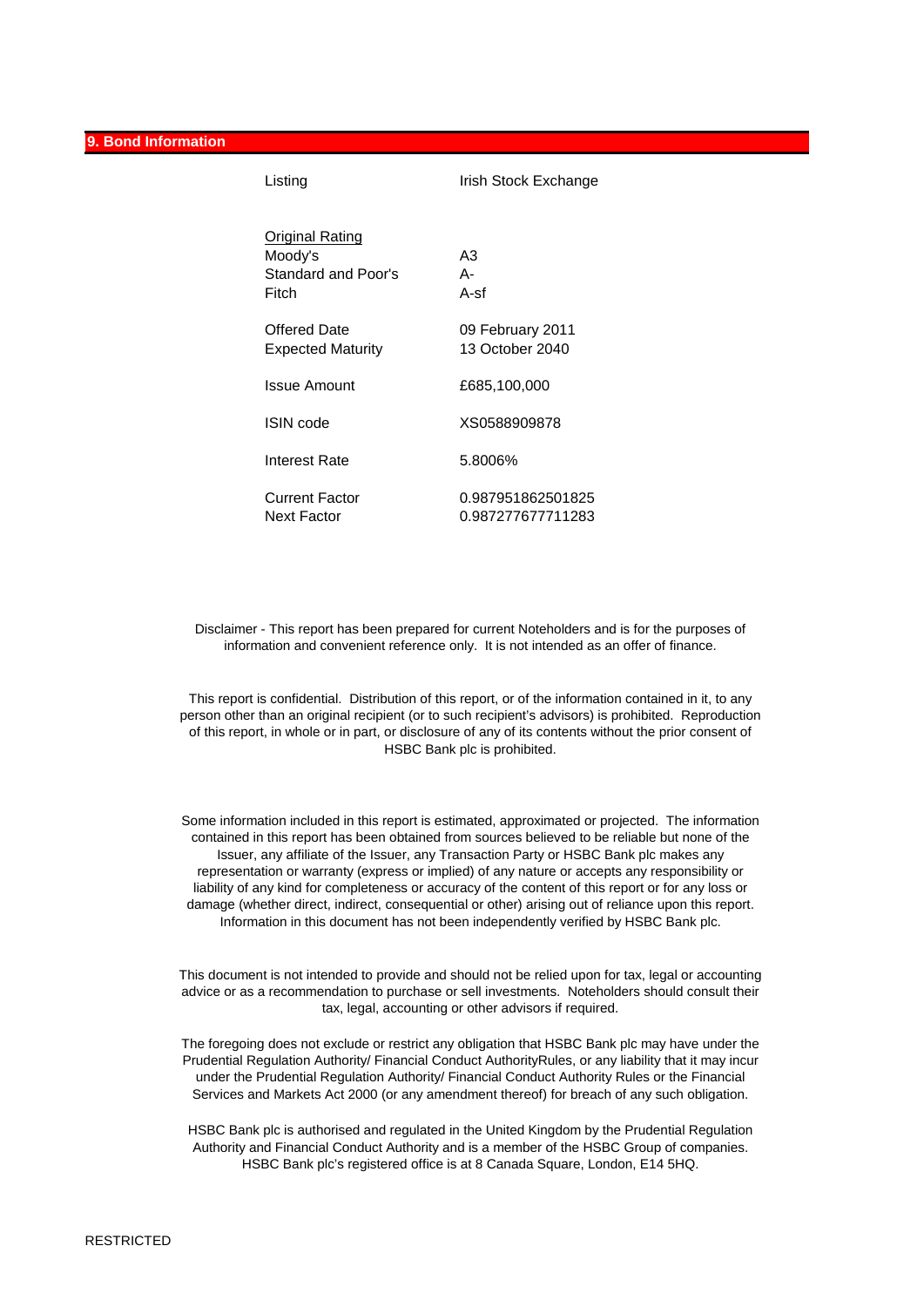## 9. Bond Information

| | |
|---|---|
| Listing | Irish Stock Exchange |
| <u>Original Rating</u> | |
| Moody's | A3 |
| Standard and Poor's | A- |
| Fitch | A-sf |
| Offered Date | 09 February 2011 |
| Expected Maturity | 13 October 2040 |
| Issue Amount | £685,100,000 |
| ISIN code | XS0588909878 |
| Interest Rate | 5.8006% |
| Current Factor | 0.987951862501825 |
| Next Factor | 0.987277677711283 |

Disclaimer - This report has been prepared for current Noteholders and is for the purposes of information and convenient reference only. It is not intended as an offer of finance.

This report is confidential. Distribution of this report, or of the information contained in it, to any person other than an original recipient (or to such recipient's advisors) is prohibited. Reproduction of this report, in whole or in part, or disclosure of any of its contents without the prior consent of HSBC Bank plc is prohibited.

Some information included in this report is estimated, approximated or projected. The information contained in this report has been obtained from sources believed to be reliable but none of the Issuer, any affiliate of the Issuer, any Transaction Party or HSBC Bank plc makes any representation or warranty (express or implied) of any nature or accepts any responsibility or liability of any kind for completeness or accuracy of the content of this report or for any loss or damage (whether direct, indirect, consequential or other) arising out of reliance upon this report. Information in this document has not been independently verified by HSBC Bank plc.

This document is not intended to provide and should not be relied upon for tax, legal or accounting advice or as a recommendation to purchase or sell investments. Noteholders should consult their tax, legal, accounting or other advisors if required.

The foregoing does not exclude or restrict any obligation that HSBC Bank plc may have under the Prudential Regulation Authority/ Financial Conduct AuthorityRules, or any liability that it may incur under the Prudential Regulation Authority/ Financial Conduct Authority Rules or the Financial Services and Markets Act 2000 (or any amendment thereof) for breach of any such obligation.

HSBC Bank plc is authorised and regulated in the United Kingdom by the Prudential Regulation Authority and Financial Conduct Authority and is a member of the HSBC Group of companies. HSBC Bank plc's registered office is at 8 Canada Square, London, E14 5HQ.

RESTRICTED